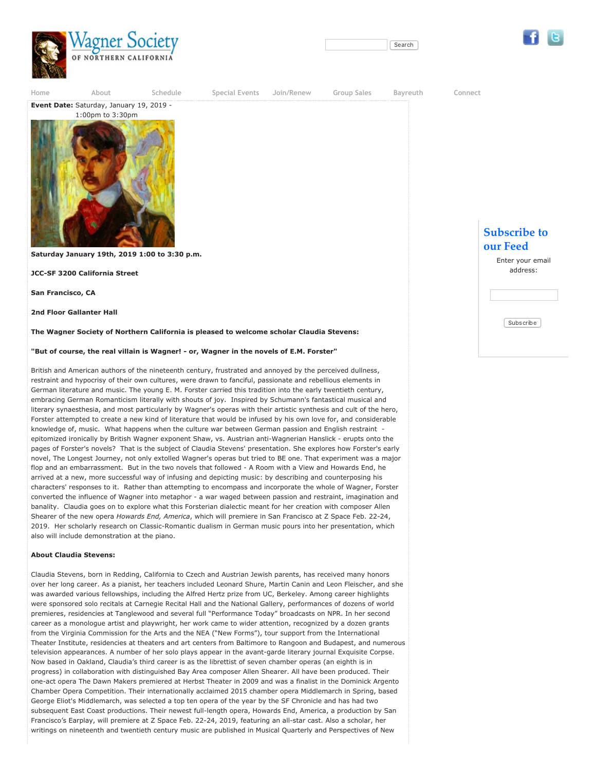Wagner Society OF NORTHERN CALIFORNIA

Home | About | Schedule | Special Events | Join/Renew | Group Sales | Bayreuth | Connect

**Event Date:** Saturday, January 19, 2019 - 1:00pm to 3:30pm

**Saturday January 19th, 2019 1:00 to 3:30 p.m.**

**JCC-SF 3200 California Street**

**San Francisco, CA**

**2nd Floor Gallanter Hall**

**The Wagner Society of Northern California is pleased to welcome scholar Claudia Stevens:**

**"But of course, the real villain is Wagner! - or, Wagner in the novels of E.M. Forster"**

British and American authors of the nineteenth century, frustrated and annoyed by the perceived dullness, restraint and hypocrisy of their own cultures, were drawn to fanciful, passionate and rebellious elements in German literature and music. The young E. M. Forster carried this tradition into the early twentieth century, embracing German Romanticism literally with shouts of joy. Inspired by Schumann's fantastical musical and literary synaesthesia, and most particularly by Wagner's operas with their artistic synthesis and cult of the hero, Forster attempted to create a new kind of literature that would be infused by his own love for, and considerable knowledge of, music. What happens when the culture war between German passion and English restraint - epitomized ironically by British Wagner exponent Shaw, vs. Austrian anti-Wagnerian Hanslick - erupts onto the pages of Forster's novels? That is the subject of Claudia Stevens' presentation. She explores how Forster's early novel, The Longest Journey, not only extolled Wagner's operas but tried to BE one. That experiment was a major flop and an embarrassment. But in the two novels that followed - A Room with a View and Howards End, he arrived at a new, more successful way of infusing and depicting music: by describing and counterposing his characters' responses to it. Rather than attempting to encompass and incorporate the whole of Wagner, Forster converted the influence of Wagner into metaphor - a war waged between passion and restraint, imagination and banality. Claudia goes on to explore what this Forsterian dialectic meant for her creation with composer Allen Shearer of the new opera *Howards End, America*, which will premiere in San Francisco at Z Space Feb. 22-24, 2019. Her scholarly research on Classic-Romantic dualism in German music pours into her presentation, which also will include demonstration at the piano.

**About Claudia Stevens:**

Claudia Stevens, born in Redding, California to Czech and Austrian Jewish parents, has received many honors over her long career. As a pianist, her teachers included Leonard Shure, Martin Canin and Leon Fleischer, and she was awarded various fellowships, including the Alfred Hertz prize from UC, Berkeley. Among career highlights were sponsored solo recitals at Carnegie Recital Hall and the National Gallery, performances of dozens of world premieres, residencies at Tanglewood and several full "Performance Today" broadcasts on NPR. In her second career as a monologue artist and playwright, her work came to wider attention, recognized by a dozen grants from the Virginia Commission for the Arts and the NEA ("New Forms"), tour support from the International Theater Institute, residencies at theaters and art centers from Baltimore to Rangoon and Budapest, and numerous television appearances. A number of her solo plays appear in the avant-garde literary journal Exquisite Corpse. Now based in Oakland, Claudia's third career is as the librettist of seven chamber operas (an eighth is in progress) in collaboration with distinguished Bay Area composer Allen Shearer. All have been produced. Their one-act opera The Dawn Makers premiered at Herbst Theater in 2009 and was a finalist in the Dominick Argento Chamber Opera Competition. Their internationally acclaimed 2015 chamber opera Middlemarch in Spring, based George Eliot's Middlemarch, was selected a top ten opera of the year by the SF Chronicle and has had two subsequent East Coast productions. Their newest full-length opera, Howards End, America, a production by San Francisco's Earplay, will premiere at Z Space Feb. 22-24, 2019, featuring an all-star cast. Also a scholar, her writings on nineteenth and twentieth century music are published in Musical Quarterly and Perspectives of New

## Subscribe to our Feed

Enter your email address:

Subscribe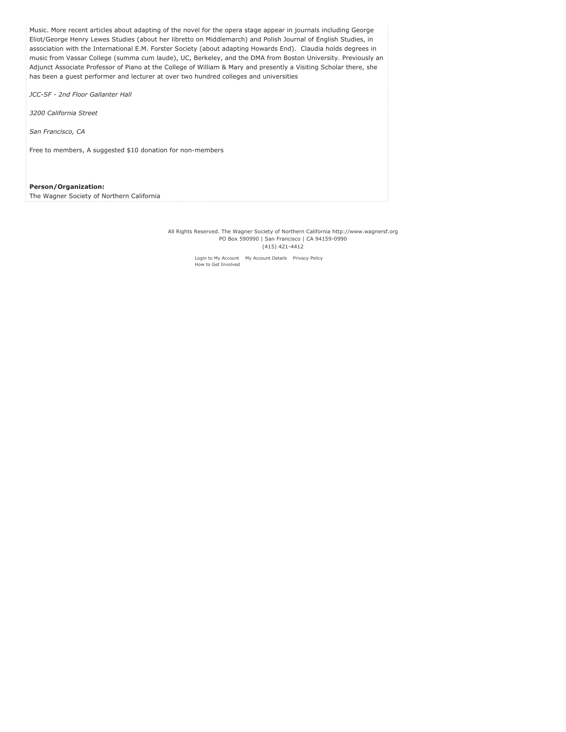Music. More recent articles about adapting of the novel for the opera stage appear in journals including George Eliot/George Henry Lewes Studies (about her libretto on Middlemarch) and Polish Journal of English Studies, in association with the International E.M. Forster Society (about adapting Howards End). Claudia holds degrees in music from Vassar College (summa cum laude), UC, Berkeley, and the DMA from Boston University. Previously an Adjunct Associate Professor of Piano at the College of William & Mary and presently a Visiting Scholar there, she has been a guest performer and lecturer at over two hundred colleges and universities

*JCC-SF - 2nd Floor Gallanter Hall*

*3200 California Street*

*San Francisco, CA*

Free to members, A suggested $10 donation for non-members

**Person/Organization:**
The Wagner Society of Northern California

All Rights Reserved. The Wagner Society of Northern California http://www.wagnersf.org
PO Box 590990 | San Francisco | CA 94159-0990
(415) 421-4412

Login to My Account My Account Details Privacy Policy
How to Get Involved